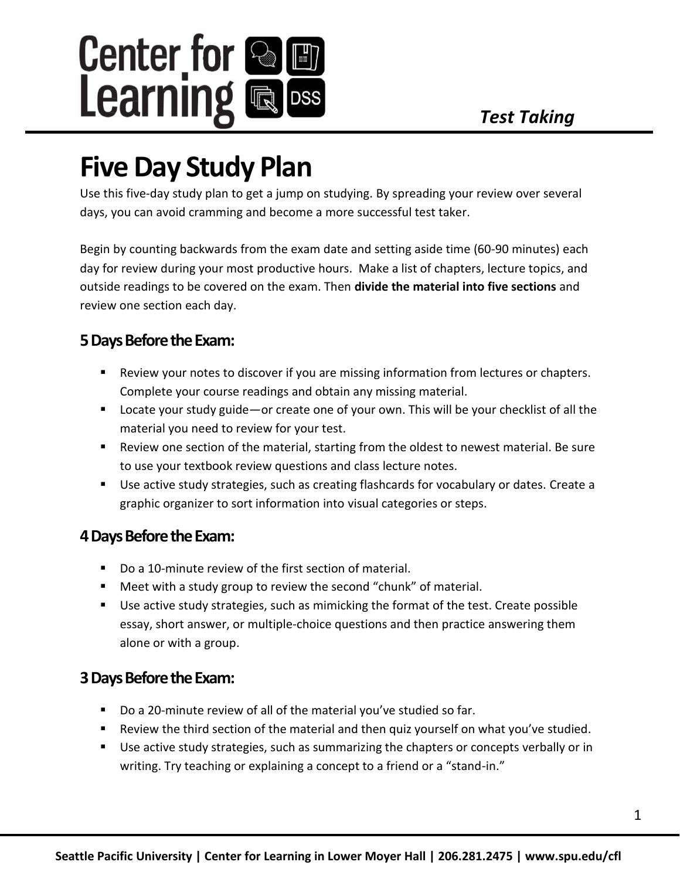# Center for Learning

*Test Taking*

# Five Day Study Plan

Use this five-day study plan to get a jump on studying. By spreading your review over several days, you can avoid cramming and become a more successful test taker.

Begin by counting backwards from the exam date and setting aside time (60-90 minutes) each day for review during your most productive hours. Make a list of chapters, lecture topics, and outside readings to be covered on the exam. Then **divide the material into five sections** and review one section each day.

## 5 Days Before the Exam:

- Review your notes to discover if you are missing information from lectures or chapters. Complete your course readings and obtain any missing material.
- Locate your study guide—or create one of your own. This will be your checklist of all the material you need to review for your test.
- Review one section of the material, starting from the oldest to newest material. Be sure to use your textbook review questions and class lecture notes.
- Use active study strategies, such as creating flashcards for vocabulary or dates. Create a graphic organizer to sort information into visual categories or steps.

## 4 Days Before the Exam:

- Do a 10-minute review of the first section of material.
- Meet with a study group to review the second "chunk" of material.
- Use active study strategies, such as mimicking the format of the test. Create possible essay, short answer, or multiple-choice questions and then practice answering them alone or with a group.

## 3 Days Before the Exam:

- Do a 20-minute review of all of the material you've studied so far.
- Review the third section of the material and then quiz yourself on what you've studied.
- Use active study strategies, such as summarizing the chapters or concepts verbally or in writing. Try teaching or explaining a concept to a friend or a "stand-in."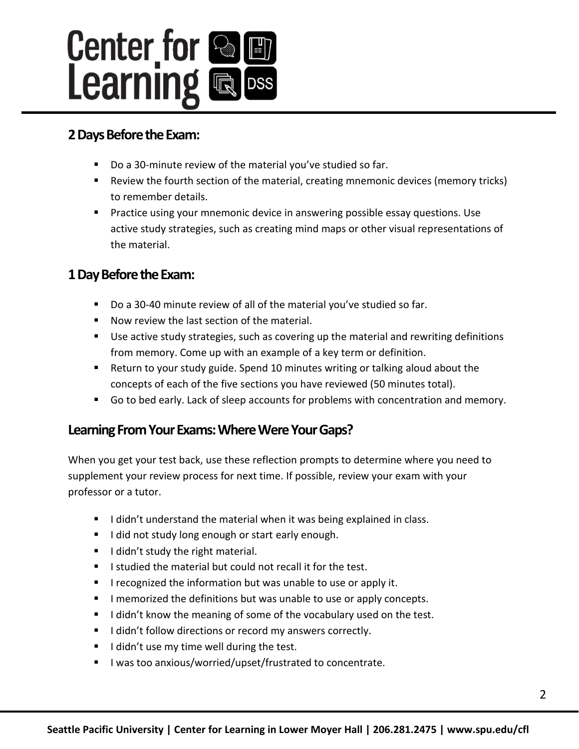## 2 Days Before the Exam:

- Do a 30-minute review of the material you've studied so far.
- Review the fourth section of the material, creating mnemonic devices (memory tricks) to remember details.
- Practice using your mnemonic device in answering possible essay questions. Use active study strategies, such as creating mind maps or other visual representations of the material.

## 1 Day Before the Exam:

- Do a 30-40 minute review of all of the material you've studied so far.
- Now review the last section of the material.
- Use active study strategies, such as covering up the material and rewriting definitions from memory. Come up with an example of a key term or definition.
- Return to your study guide. Spend 10 minutes writing or talking aloud about the concepts of each of the five sections you have reviewed (50 minutes total).
- Go to bed early. Lack of sleep accounts for problems with concentration and memory.

## Learning From Your Exams: Where Were Your Gaps?

When you get your test back, use these reflection prompts to determine where you need to supplement your review process for next time. If possible, review your exam with your professor or a tutor.

- I didn't understand the material when it was being explained in class.
- I did not study long enough or start early enough.
- I didn't study the right material.
- I studied the material but could not recall it for the test.
- I recognized the information but was unable to use or apply it.
- I memorized the definitions but was unable to use or apply concepts.
- I didn't know the meaning of some of the vocabulary used on the test.
- I didn't follow directions or record my answers correctly.
- I didn't use my time well during the test.
- I was too anxious/worried/upset/frustrated to concentrate.